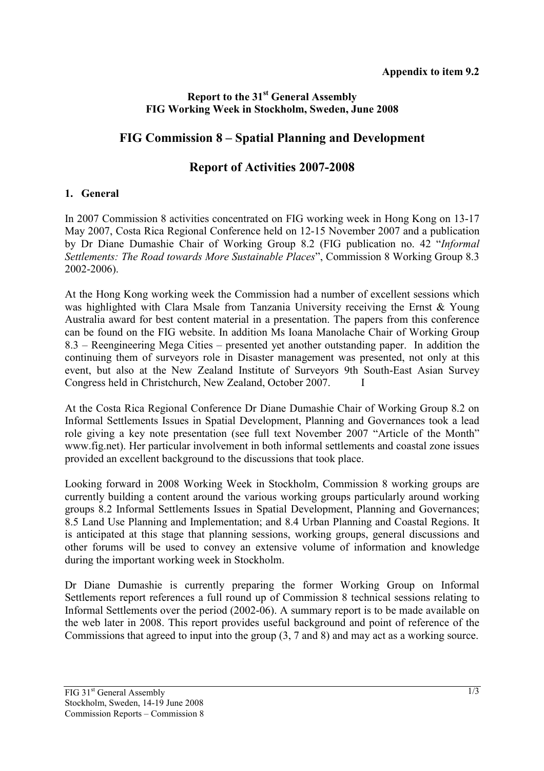**Appendix to item 9.2**

**Report to the 31st General Assembly**
**FIG Working Week in Stockholm, Sweden, June 2008**

# FIG Commission 8 – Spatial Planning and Development

# Report of Activities 2007-2008

## 1. General

In 2007 Commission 8 activities concentrated on FIG working week in Hong Kong on 13-17 May 2007, Costa Rica Regional Conference held on 12-15 November 2007 and a publication by Dr Diane Dumashie Chair of Working Group 8.2 (FIG publication no. 42 "*Informal Settlements: The Road towards More Sustainable Places*", Commission 8 Working Group 8.3 2002-2006).

At the Hong Kong working week the Commission had a number of excellent sessions which was highlighted with Clara Msale from Tanzania University receiving the Ernst & Young Australia award for best content material in a presentation. The papers from this conference can be found on the FIG website. In addition Ms Ioana Manolache Chair of Working Group 8.3 – Reengineering Mega Cities – presented yet another outstanding paper. In addition the continuing them of surveyors role in Disaster management was presented, not only at this event, but also at the New Zealand Institute of Surveyors 9th South-East Asian Survey Congress held in Christchurch, New Zealand, October 2007. I

At the Costa Rica Regional Conference Dr Diane Dumashie Chair of Working Group 8.2 on Informal Settlements Issues in Spatial Development, Planning and Governances took a lead role giving a key note presentation (see full text November 2007 "Article of the Month" www.fig.net). Her particular involvement in both informal settlements and coastal zone issues provided an excellent background to the discussions that took place.

Looking forward in 2008 Working Week in Stockholm, Commission 8 working groups are currently building a content around the various working groups particularly around working groups 8.2 Informal Settlements Issues in Spatial Development, Planning and Governances; 8.5 Land Use Planning and Implementation; and 8.4 Urban Planning and Coastal Regions. It is anticipated at this stage that planning sessions, working groups, general discussions and other forums will be used to convey an extensive volume of information and knowledge during the important working week in Stockholm.

Dr Diane Dumashie is currently preparing the former Working Group on Informal Settlements report references a full round up of Commission 8 technical sessions relating to Informal Settlements over the period (2002-06). A summary report is to be made available on the web later in 2008. This report provides useful background and point of reference of the Commissions that agreed to input into the group (3, 7 and 8) and may act as a working source.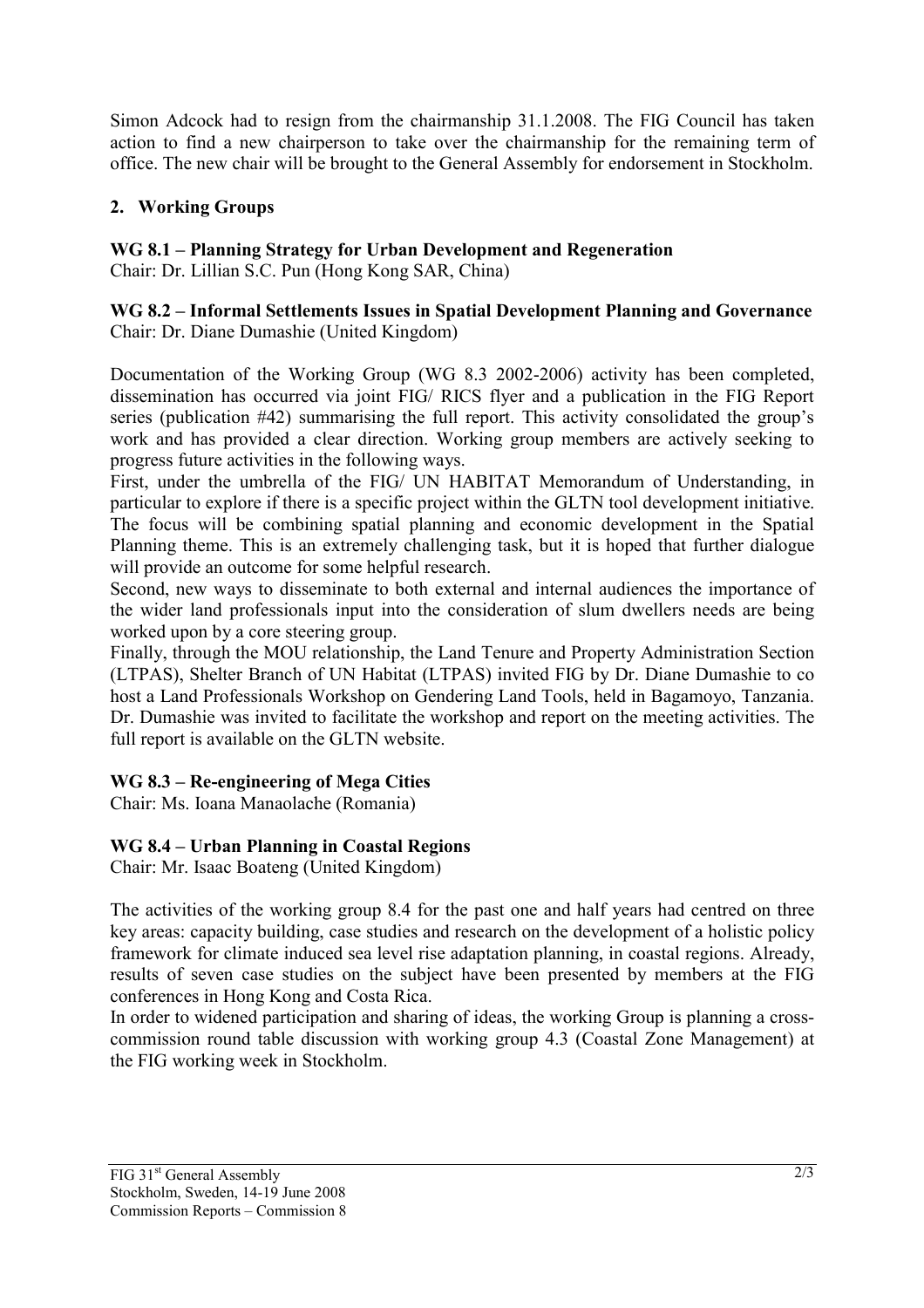Simon Adcock had to resign from the chairmanship 31.1.2008. The FIG Council has taken action to find a new chairperson to take over the chairmanship for the remaining term of office. The new chair will be brought to the General Assembly for endorsement in Stockholm.

## 2. Working Groups

**WG 8.1 – Planning Strategy for Urban Development and Regeneration**
Chair: Dr. Lillian S.C. Pun (Hong Kong SAR, China)

**WG 8.2 – Informal Settlements Issues in Spatial Development Planning and Governance**
Chair: Dr. Diane Dumashie (United Kingdom)

Documentation of the Working Group (WG 8.3 2002-2006) activity has been completed, dissemination has occurred via joint FIG/ RICS flyer and a publication in the FIG Report series (publication #42) summarising the full report. This activity consolidated the group's work and has provided a clear direction. Working group members are actively seeking to progress future activities in the following ways.

First, under the umbrella of the FIG/ UN HABITAT Memorandum of Understanding, in particular to explore if there is a specific project within the GLTN tool development initiative. The focus will be combining spatial planning and economic development in the Spatial Planning theme. This is an extremely challenging task, but it is hoped that further dialogue will provide an outcome for some helpful research.

Second, new ways to disseminate to both external and internal audiences the importance of the wider land professionals input into the consideration of slum dwellers needs are being worked upon by a core steering group.

Finally, through the MOU relationship, the Land Tenure and Property Administration Section (LTPAS), Shelter Branch of UN Habitat (LTPAS) invited FIG by Dr. Diane Dumashie to co host a Land Professionals Workshop on Gendering Land Tools, held in Bagamoyo, Tanzania. Dr. Dumashie was invited to facilitate the workshop and report on the meeting activities. The full report is available on the GLTN website.

**WG 8.3 – Re-engineering of Mega Cities**
Chair: Ms. Ioana Manaolache (Romania)

**WG 8.4 – Urban Planning in Coastal Regions**
Chair: Mr. Isaac Boateng (United Kingdom)

The activities of the working group 8.4 for the past one and half years had centred on three key areas: capacity building, case studies and research on the development of a holistic policy framework for climate induced sea level rise adaptation planning, in coastal regions. Already, results of seven case studies on the subject have been presented by members at the FIG conferences in Hong Kong and Costa Rica.

In order to widened participation and sharing of ideas, the working Group is planning a cross-commission round table discussion with working group 4.3 (Coastal Zone Management) at the FIG working week in Stockholm.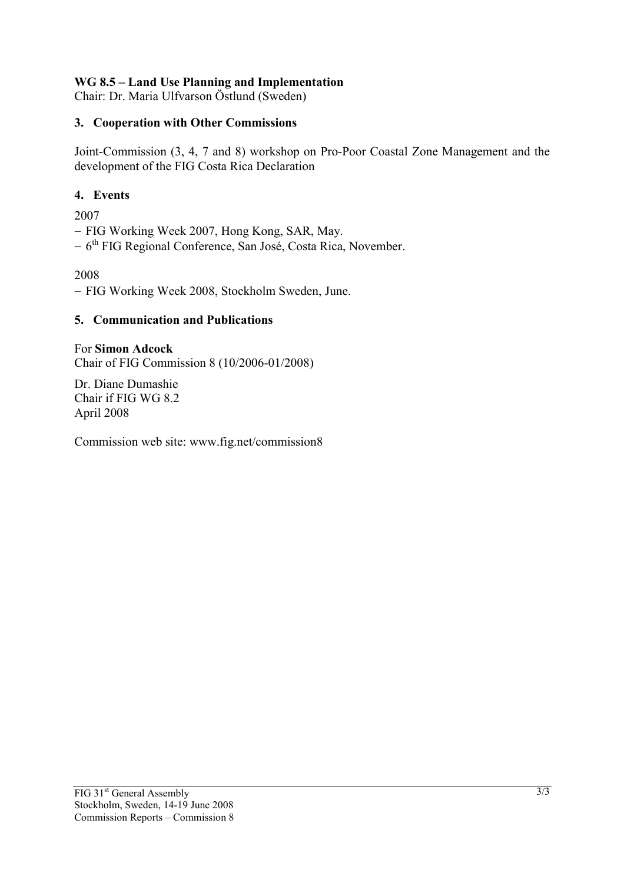**WG 8.5 – Land Use Planning and Implementation**
Chair: Dr. Maria Ulfvarson Östlund (Sweden)

## 3. Cooperation with Other Commissions

Joint-Commission (3, 4, 7 and 8) workshop on Pro-Poor Coastal Zone Management and the development of the FIG Costa Rica Declaration

## 4. Events

2007

- FIG Working Week 2007, Hong Kong, SAR, May.
- 6th FIG Regional Conference, San José, Costa Rica, November.

2008

- FIG Working Week 2008, Stockholm Sweden, June.

## 5. Communication and Publications

For **Simon Adcock**
Chair of FIG Commission 8 (10/2006-01/2008)

Dr. Diane Dumashie
Chair if FIG WG 8.2
April 2008

Commission web site: www.fig.net/commission8